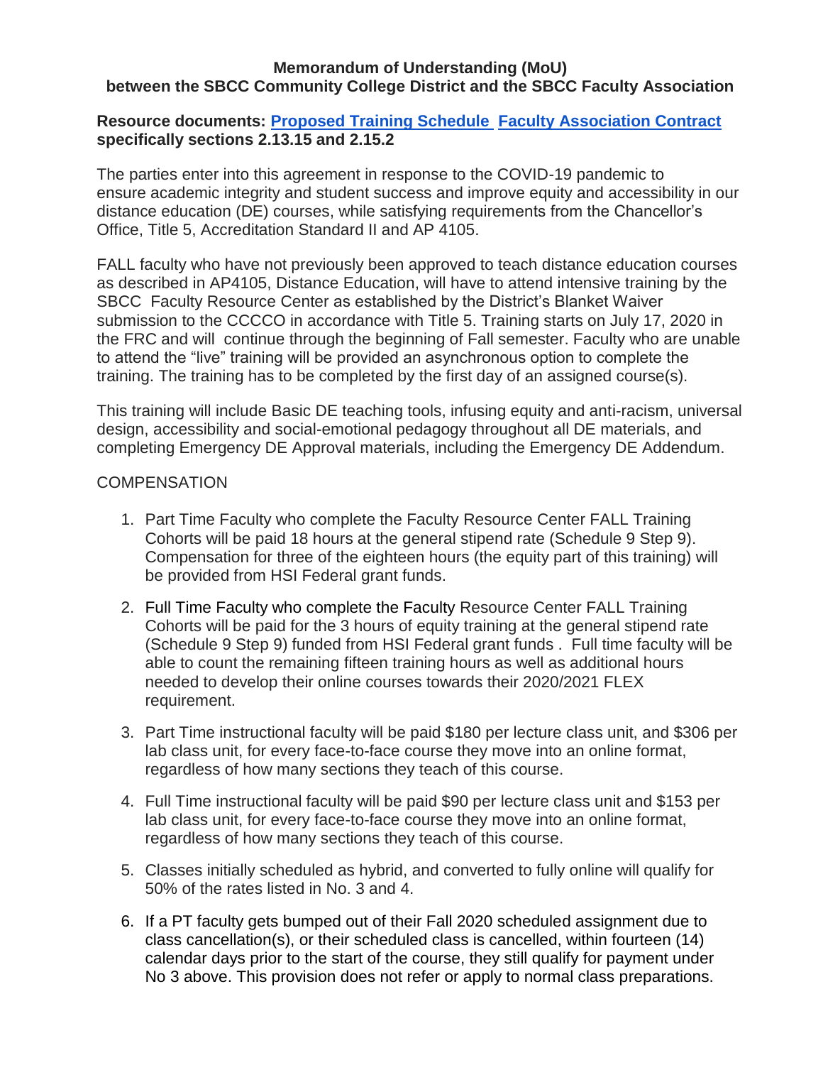**Memorandum of Understanding (MoU)**
**between the SBCC Community College District and the SBCC Faculty Association**

**Resource documents: Proposed Training Schedule Faculty Association Contract specifically sections 2.13.15 and 2.15.2**

The parties enter into this agreement in response to the COVID-19 pandemic to ensure academic integrity and student success and improve equity and accessibility in our distance education (DE) courses, while satisfying requirements from the Chancellor's Office, Title 5, Accreditation Standard II and AP 4105.

FALL faculty who have not previously been approved to teach distance education courses as described in AP4105, Distance Education, will have to attend intensive training by the SBCC Faculty Resource Center as established by the District's Blanket Waiver submission to the CCCCO in accordance with Title 5. Training starts on July 17, 2020 in the FRC and will continue through the beginning of Fall semester. Faculty who are unable to attend the "live" training will be provided an asynchronous option to complete the training. The training has to be completed by the first day of an assigned course(s).

This training will include Basic DE teaching tools, infusing equity and anti-racism, universal design, accessibility and social-emotional pedagogy throughout all DE materials, and completing Emergency DE Approval materials, including the Emergency DE Addendum.

COMPENSATION

1. Part Time Faculty who complete the Faculty Resource Center FALL Training Cohorts will be paid 18 hours at the general stipend rate (Schedule 9 Step 9). Compensation for three of the eighteen hours (the equity part of this training) will be provided from HSI Federal grant funds.
2. Full Time Faculty who complete the Faculty Resource Center FALL Training Cohorts will be paid for the 3 hours of equity training at the general stipend rate (Schedule 9 Step 9) funded from HSI Federal grant funds . Full time faculty will be able to count the remaining fifteen training hours as well as additional hours needed to develop their online courses towards their 2020/2021 FLEX requirement.
3. Part Time instructional faculty will be paid $180 per lecture class unit, and $306 per lab class unit, for every face-to-face course they move into an online format, regardless of how many sections they teach of this course.
4. Full Time instructional faculty will be paid $90 per lecture class unit and $153 per lab class unit, for every face-to-face course they move into an online format, regardless of how many sections they teach of this course.
5. Classes initially scheduled as hybrid, and converted to fully online will qualify for 50% of the rates listed in No. 3 and 4.
6. If a PT faculty gets bumped out of their Fall 2020 scheduled assignment due to class cancellation(s), or their scheduled class is cancelled, within fourteen (14) calendar days prior to the start of the course, they still qualify for payment under No 3 above. This provision does not refer or apply to normal class preparations.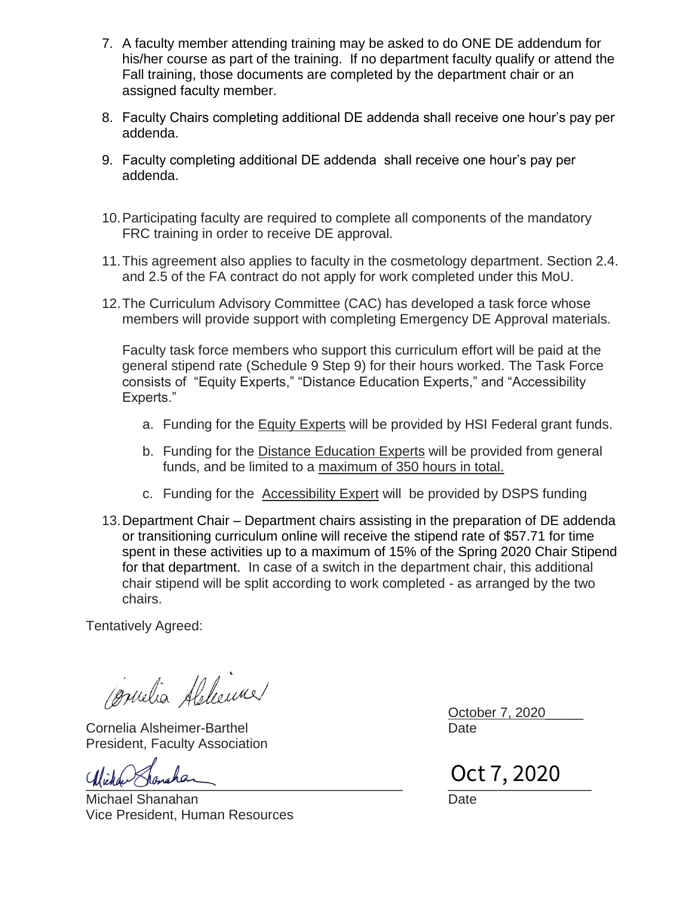7. A faculty member attending training may be asked to do ONE DE addendum for his/her course as part of the training. If no department faculty qualify or attend the Fall training, those documents are completed by the department chair or an assigned faculty member.

8. Faculty Chairs completing additional DE addenda shall receive one hour's pay per addenda.

9. Faculty completing additional DE addenda shall receive one hour's pay per addenda.

10. Participating faculty are required to complete all components of the mandatory FRC training in order to receive DE approval.

11. This agreement also applies to faculty in the cosmetology department. Section 2.4. and 2.5 of the FA contract do not apply for work completed under this MoU.

12. The Curriculum Advisory Committee (CAC) has developed a task force whose members will provide support with completing Emergency DE Approval materials.

    Faculty task force members who support this curriculum effort will be paid at the general stipend rate (Schedule 9 Step 9) for their hours worked. The Task Force consists of "Equity Experts," "Distance Education Experts," and "Accessibility Experts."

    a. Funding for the Equity Experts will be provided by HSI Federal grant funds.

    b. Funding for the Distance Education Experts will be provided from general funds, and be limited to a maximum of 350 hours in total.

    c. Funding for the Accessibility Expert will be provided by DSPS funding

13. Department Chair – Department chairs assisting in the preparation of DE addenda or transitioning curriculum online will receive the stipend rate of $57.71 for time spent in these activities up to a maximum of 15% of the Spring 2020 Chair Stipend for that department. In case of a switch in the department chair, this additional chair stipend will be split according to work completed - as arranged by the two chairs.

Tentatively Agreed:

Cornelia Alsheimer-Barthel
President, Faculty Association

October 7, 2020
Date

Michael Shanahan
Vice President, Human Resources

Oct 7, 2020
Date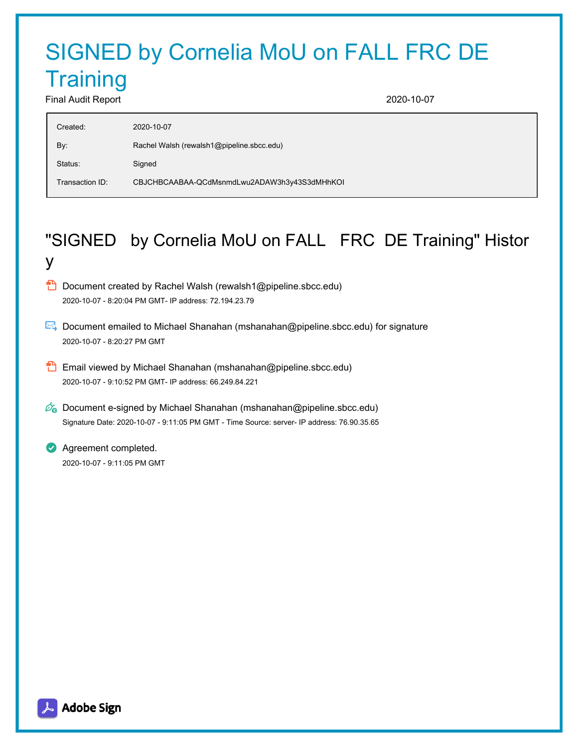# SIGNED by Cornelia MoU on FALL FRC DE Training

Final Audit Report 2020-10-07

| | |
|---|---|
| Created: | 2020-10-07 |
| By: | Rachel Walsh (rewalsh1@pipeline.sbcc.edu) |
| Status: | Signed |
| Transaction ID: | CBJCHBCAABAA-QCdMsnmdLwu2ADAW3h3y43S3dMHhKOI |

## "SIGNED by Cornelia MoU on FALL FRC DE Training" History

- Document created by Rachel Walsh (rewalsh1@pipeline.sbcc.edu)
  2020-10-07 - 8:20:04 PM GMT- IP address: 72.194.23.79

- Document emailed to Michael Shanahan (mshanahan@pipeline.sbcc.edu) for signature
  2020-10-07 - 8:20:27 PM GMT

- Email viewed by Michael Shanahan (mshanahan@pipeline.sbcc.edu)
  2020-10-07 - 9:10:52 PM GMT- IP address: 66.249.84.221

- Document e-signed by Michael Shanahan (mshanahan@pipeline.sbcc.edu)
  Signature Date: 2020-10-07 - 9:11:05 PM GMT - Time Source: server- IP address: 76.90.35.65

- Agreement completed.
  2020-10-07 - 9:11:05 PM GMT

Adobe Sign